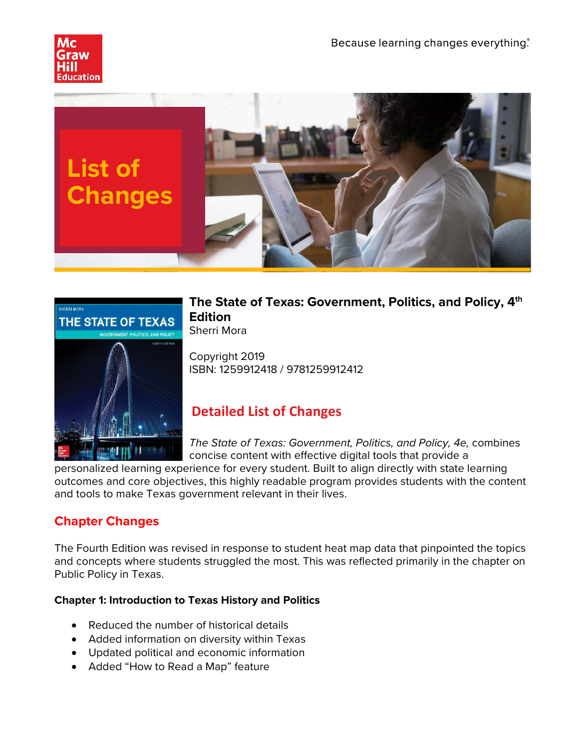Because learning changes everything.®

# List of Changes

**The State of Texas: Government, Politics, and Policy, 4th Edition**
Sherri Mora

Copyright 2019
ISBN: 1259912418 / 9781259912412

## Detailed List of Changes

*The State of Texas: Government, Politics, and Policy, 4e,* combines concise content with effective digital tools that provide a personalized learning experience for every student. Built to align directly with state learning outcomes and core objectives, this highly readable program provides students with the content and tools to make Texas government relevant in their lives.

## Chapter Changes

The Fourth Edition was revised in response to student heat map data that pinpointed the topics and concepts where students struggled the most. This was reflected primarily in the chapter on Public Policy in Texas.

**Chapter 1: Introduction to Texas History and Politics**

- Reduced the number of historical details
- Added information on diversity within Texas
- Updated political and economic information
- Added "How to Read a Map" feature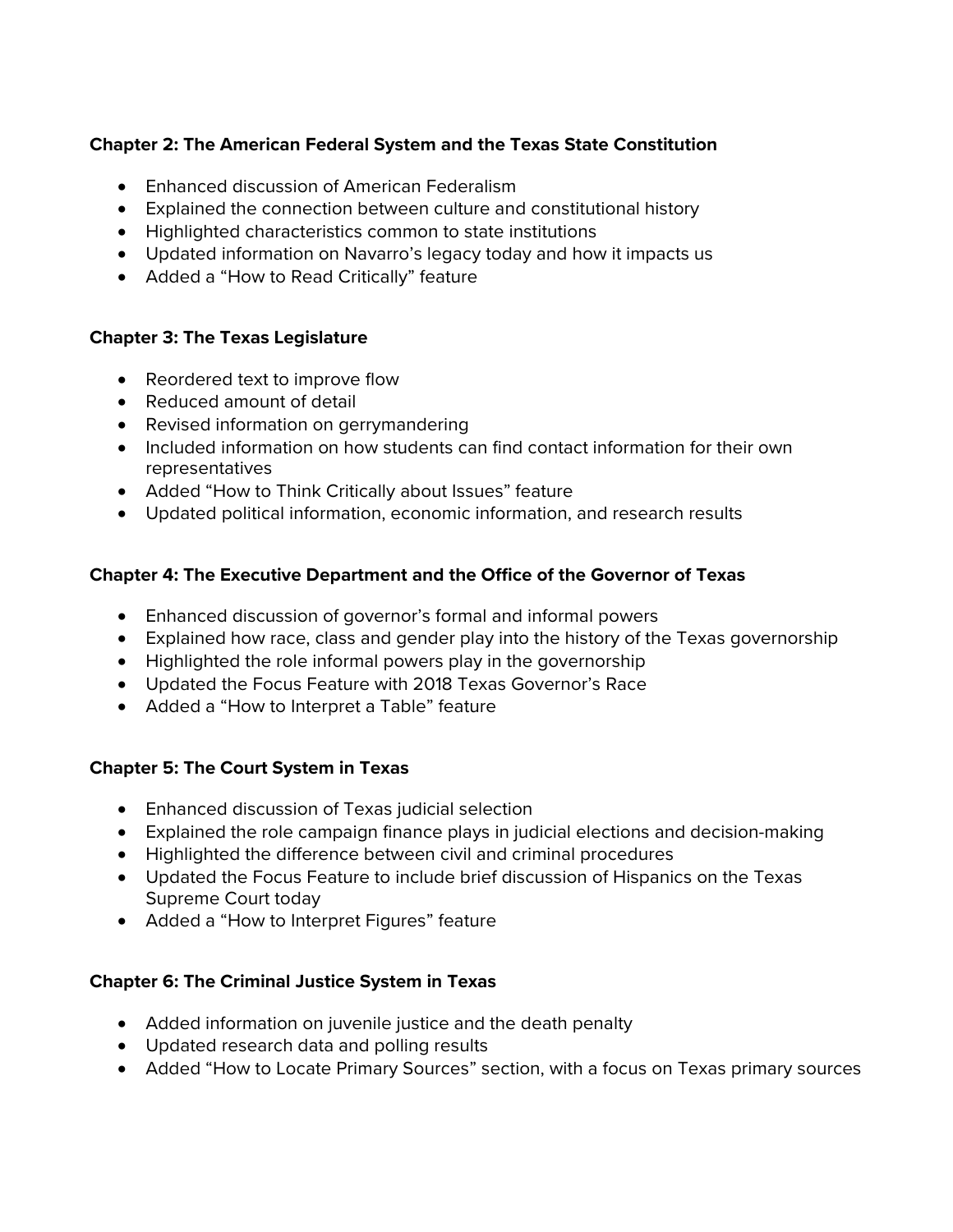**Chapter 2: The American Federal System and the Texas State Constitution**

- Enhanced discussion of American Federalism
- Explained the connection between culture and constitutional history
- Highlighted characteristics common to state institutions
- Updated information on Navarro's legacy today and how it impacts us
- Added a "How to Read Critically" feature

**Chapter 3: The Texas Legislature**

- Reordered text to improve flow
- Reduced amount of detail
- Revised information on gerrymandering
- Included information on how students can find contact information for their own representatives
- Added "How to Think Critically about Issues" feature
- Updated political information, economic information, and research results

**Chapter 4: The Executive Department and the Office of the Governor of Texas**

- Enhanced discussion of governor's formal and informal powers
- Explained how race, class and gender play into the history of the Texas governorship
- Highlighted the role informal powers play in the governorship
- Updated the Focus Feature with 2018 Texas Governor's Race
- Added a "How to Interpret a Table" feature

**Chapter 5: The Court System in Texas**

- Enhanced discussion of Texas judicial selection
- Explained the role campaign finance plays in judicial elections and decision-making
- Highlighted the difference between civil and criminal procedures
- Updated the Focus Feature to include brief discussion of Hispanics on the Texas Supreme Court today
- Added a "How to Interpret Figures" feature

**Chapter 6: The Criminal Justice System in Texas**

- Added information on juvenile justice and the death penalty
- Updated research data and polling results
- Added "How to Locate Primary Sources" section, with a focus on Texas primary sources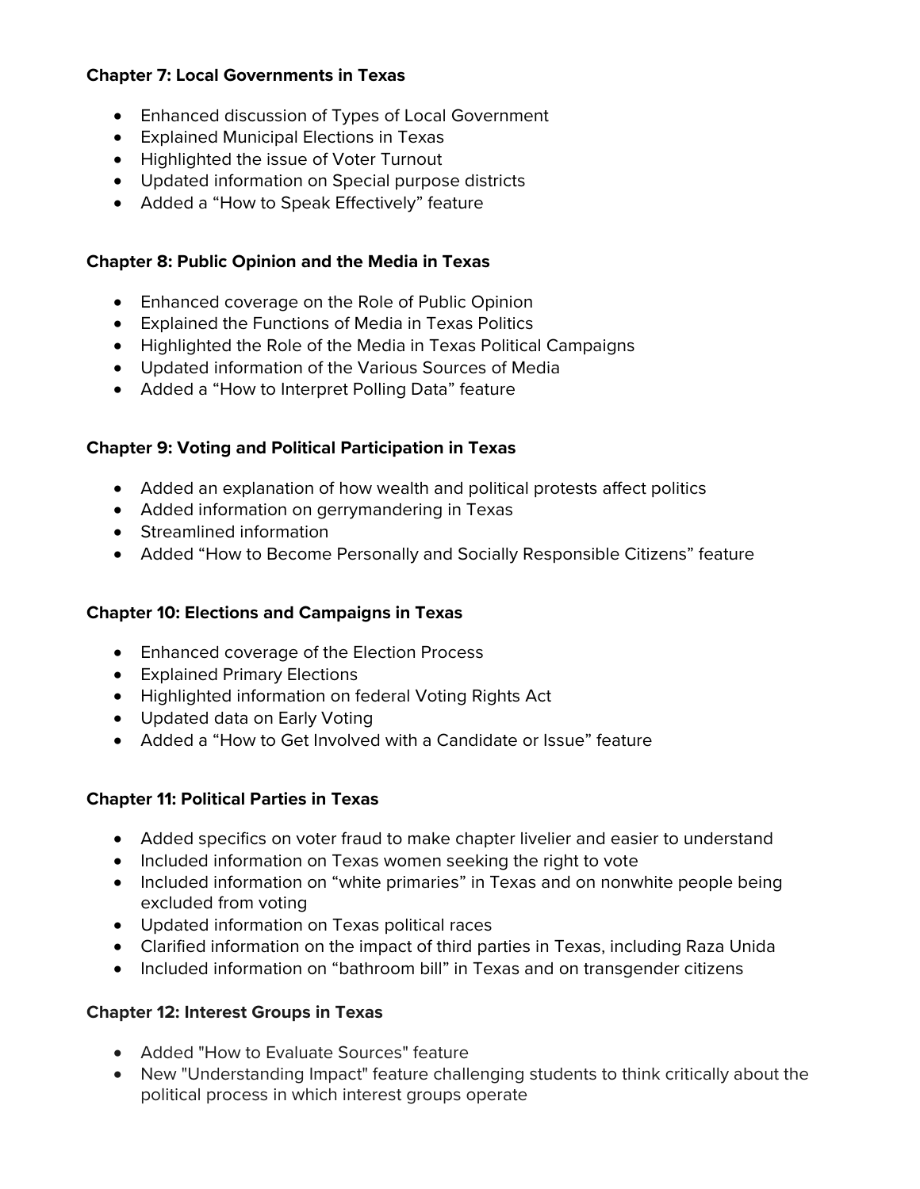**Chapter 7: Local Governments in Texas**

- Enhanced discussion of Types of Local Government
- Explained Municipal Elections in Texas
- Highlighted the issue of Voter Turnout
- Updated information on Special purpose districts
- Added a "How to Speak Effectively" feature

**Chapter 8: Public Opinion and the Media in Texas**

- Enhanced coverage on the Role of Public Opinion
- Explained the Functions of Media in Texas Politics
- Highlighted the Role of the Media in Texas Political Campaigns
- Updated information of the Various Sources of Media
- Added a "How to Interpret Polling Data" feature

**Chapter 9: Voting and Political Participation in Texas**

- Added an explanation of how wealth and political protests affect politics
- Added information on gerrymandering in Texas
- Streamlined information
- Added "How to Become Personally and Socially Responsible Citizens" feature

**Chapter 10: Elections and Campaigns in Texas**

- Enhanced coverage of the Election Process
- Explained Primary Elections
- Highlighted information on federal Voting Rights Act
- Updated data on Early Voting
- Added a "How to Get Involved with a Candidate or Issue" feature

**Chapter 11: Political Parties in Texas**

- Added specifics on voter fraud to make chapter livelier and easier to understand
- Included information on Texas women seeking the right to vote
- Included information on "white primaries" in Texas and on nonwhite people being excluded from voting
- Updated information on Texas political races
- Clarified information on the impact of third parties in Texas, including Raza Unida
- Included information on "bathroom bill" in Texas and on transgender citizens

**Chapter 12: Interest Groups in Texas**

- Added "How to Evaluate Sources" feature
- New "Understanding Impact" feature challenging students to think critically about the political process in which interest groups operate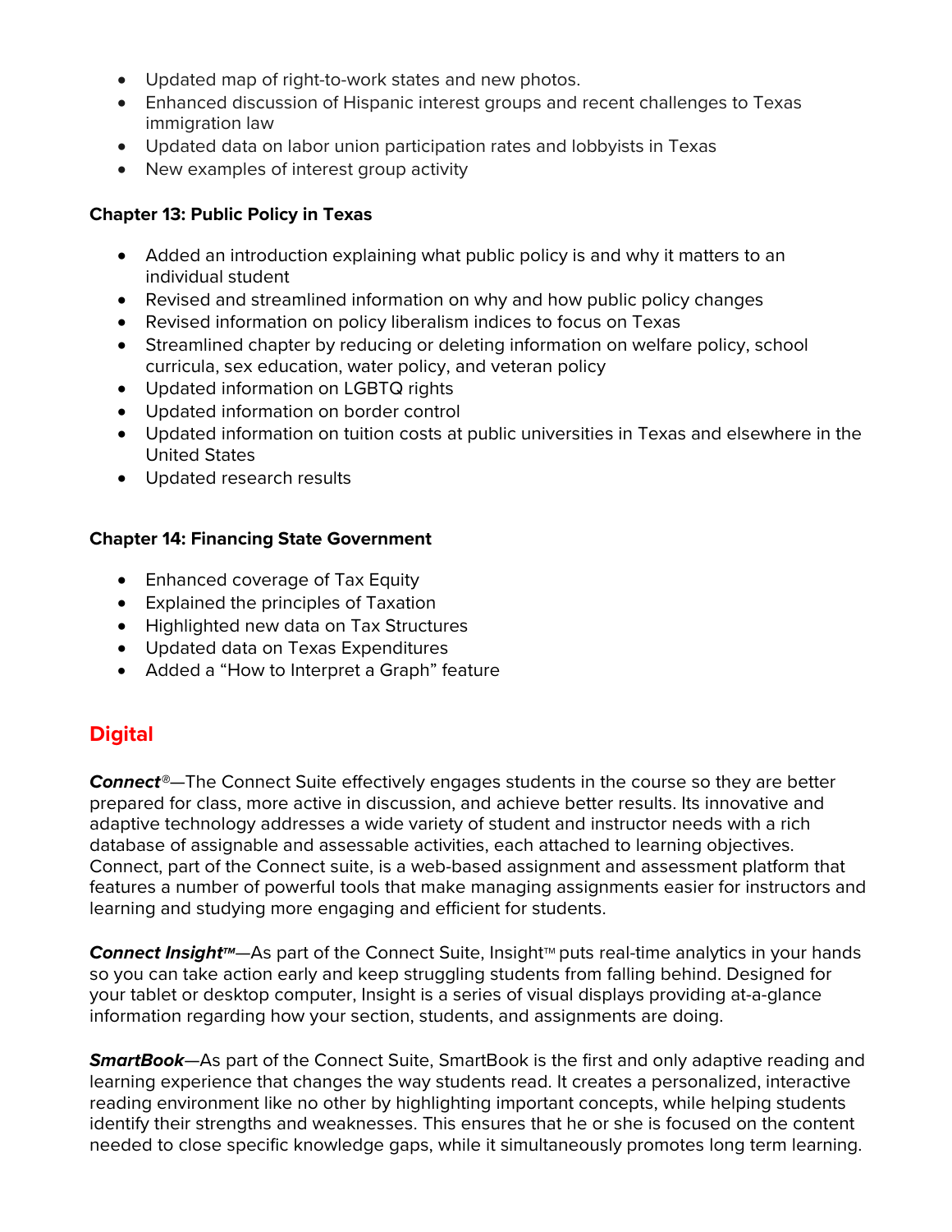- Updated map of right-to-work states and new photos.
- Enhanced discussion of Hispanic interest groups and recent challenges to Texas immigration law
- Updated data on labor union participation rates and lobbyists in Texas
- New examples of interest group activity

**Chapter 13: Public Policy in Texas**

- Added an introduction explaining what public policy is and why it matters to an individual student
- Revised and streamlined information on why and how public policy changes
- Revised information on policy liberalism indices to focus on Texas
- Streamlined chapter by reducing or deleting information on welfare policy, school curricula, sex education, water policy, and veteran policy
- Updated information on LGBTQ rights
- Updated information on border control
- Updated information on tuition costs at public universities in Texas and elsewhere in the United States
- Updated research results

**Chapter 14: Financing State Government**

- Enhanced coverage of Tax Equity
- Explained the principles of Taxation
- Highlighted new data on Tax Structures
- Updated data on Texas Expenditures
- Added a "How to Interpret a Graph" feature

## Digital

***Connect®***—The Connect Suite effectively engages students in the course so they are better prepared for class, more active in discussion, and achieve better results. Its innovative and adaptive technology addresses a wide variety of student and instructor needs with a rich database of assignable and assessable activities, each attached to learning objectives. Connect, part of the Connect suite, is a web-based assignment and assessment platform that features a number of powerful tools that make managing assignments easier for instructors and learning and studying more engaging and efficient for students.

***Connect Insight™***—As part of the Connect Suite, Insight™ puts real-time analytics in your hands so you can take action early and keep struggling students from falling behind. Designed for your tablet or desktop computer, Insight is a series of visual displays providing at-a-glance information regarding how your section, students, and assignments are doing.

***SmartBook***—As part of the Connect Suite, SmartBook is the first and only adaptive reading and learning experience that changes the way students read. It creates a personalized, interactive reading environment like no other by highlighting important concepts, while helping students identify their strengths and weaknesses. This ensures that he or she is focused on the content needed to close specific knowledge gaps, while it simultaneously promotes long term learning.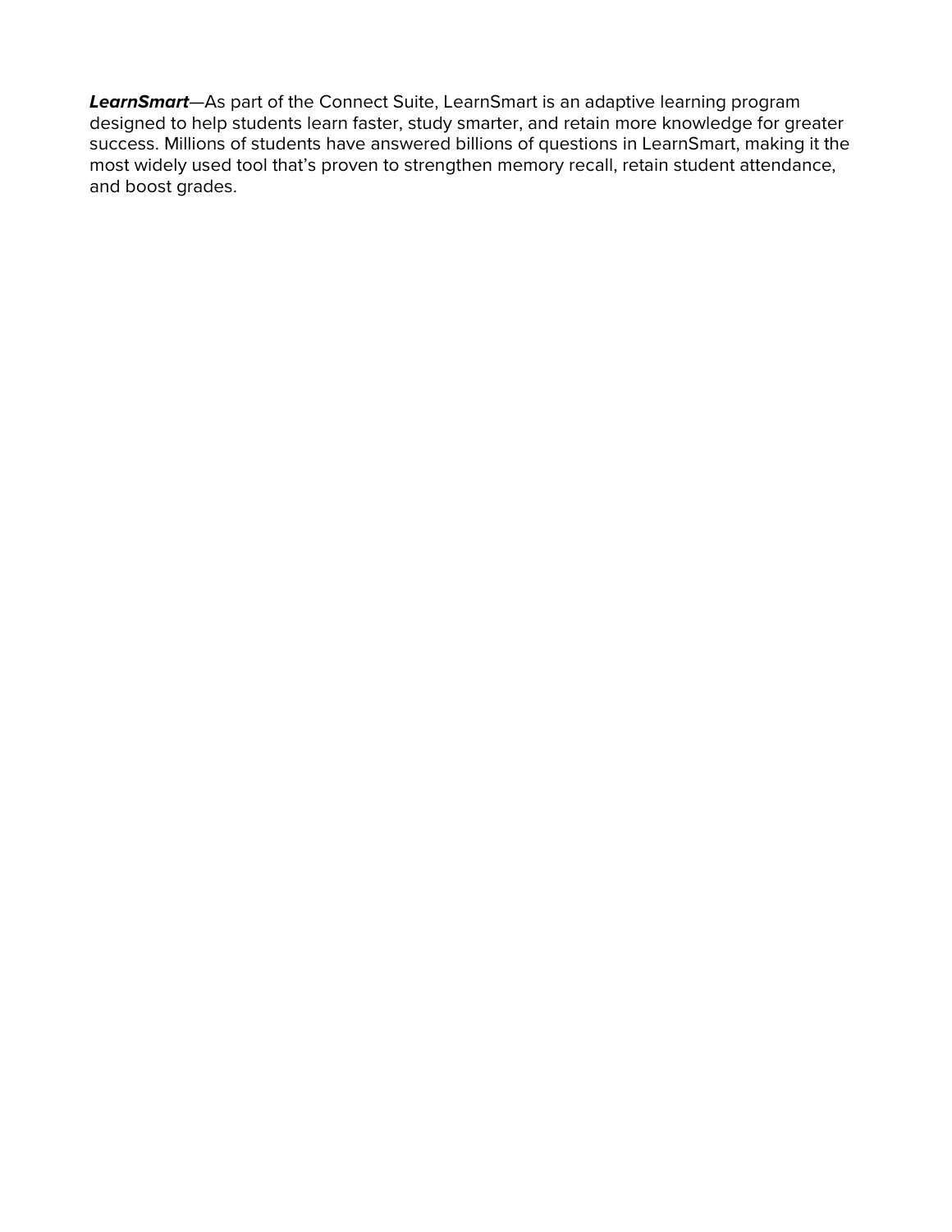***LearnSmart***—As part of the Connect Suite, LearnSmart is an adaptive learning program designed to help students learn faster, study smarter, and retain more knowledge for greater success. Millions of students have answered billions of questions in LearnSmart, making it the most widely used tool that's proven to strengthen memory recall, retain student attendance, and boost grades.